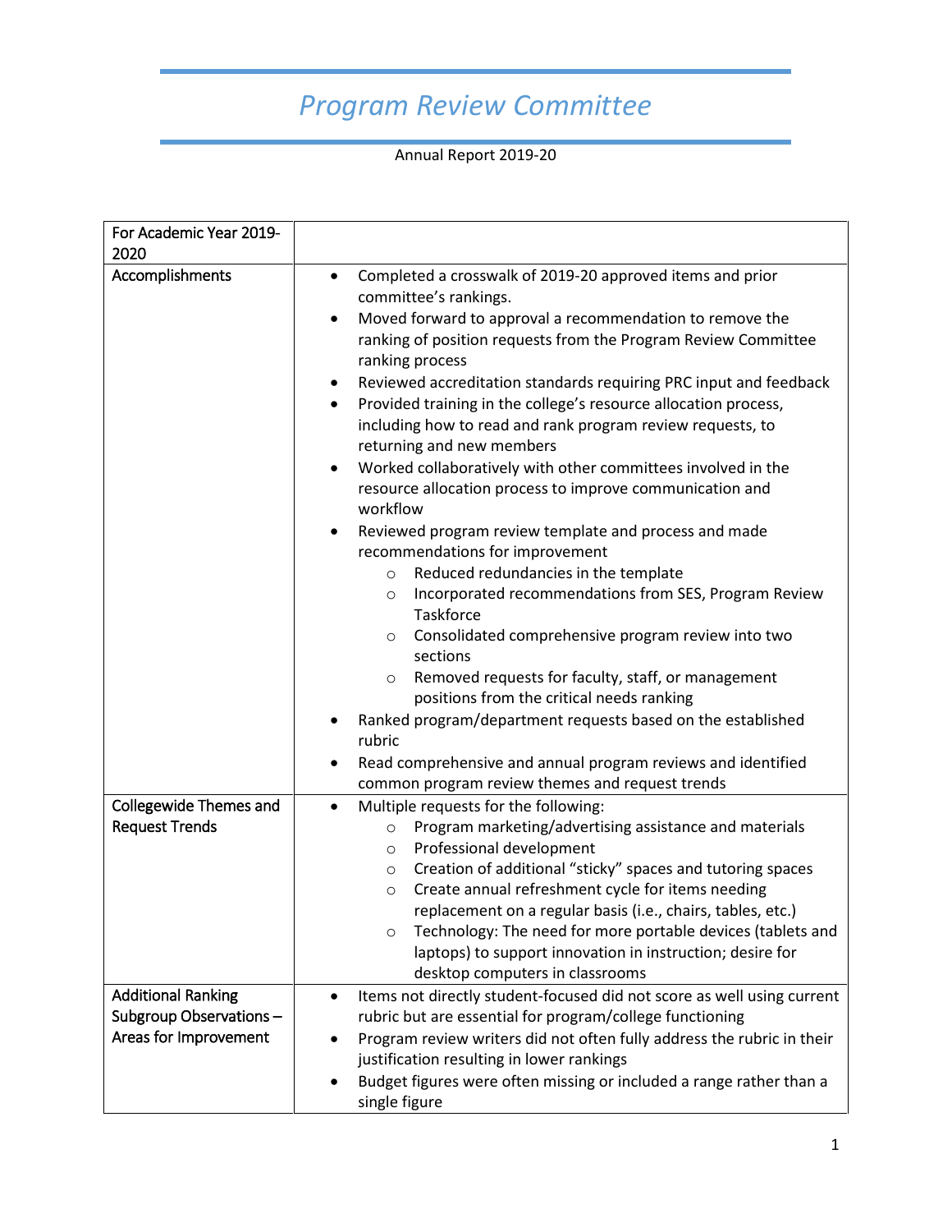# *Program Review Committee*

Annual Report 2019-20

| For Academic Year 2019-2020 | |
|---|---|
| Accomplishments | • Completed a crosswalk of 2019-20 approved items and prior committee's rankings.<br>• Moved forward to approval a recommendation to remove the ranking of position requests from the Program Review Committee ranking process<br>• Reviewed accreditation standards requiring PRC input and feedback<br>• Provided training in the college's resource allocation process, including how to read and rank program review requests, to returning and new members<br>• Worked collaboratively with other committees involved in the resource allocation process to improve communication and workflow<br>• Reviewed program review template and process and made recommendations for improvement<br>  ○ Reduced redundancies in the template<br>  ○ Incorporated recommendations from SES, Program Review Taskforce<br>  ○ Consolidated comprehensive program review into two sections<br>  ○ Removed requests for faculty, staff, or management positions from the critical needs ranking<br>• Ranked program/department requests based on the established rubric<br>• Read comprehensive and annual program reviews and identified common program review themes and request trends |
| Collegewide Themes and Request Trends | • Multiple requests for the following:<br>  ○ Program marketing/advertising assistance and materials<br>  ○ Professional development<br>  ○ Creation of additional "sticky" spaces and tutoring spaces<br>  ○ Create annual refreshment cycle for items needing replacement on a regular basis (i.e., chairs, tables, etc.)<br>  ○ Technology: The need for more portable devices (tablets and laptops) to support innovation in instruction; desire for desktop computers in classrooms |
| Additional Ranking Subgroup Observations – Areas for Improvement | • Items not directly student-focused did not score as well using current rubric but are essential for program/college functioning<br>• Program review writers did not often fully address the rubric in their justification resulting in lower rankings<br>• Budget figures were often missing or included a range rather than a single figure |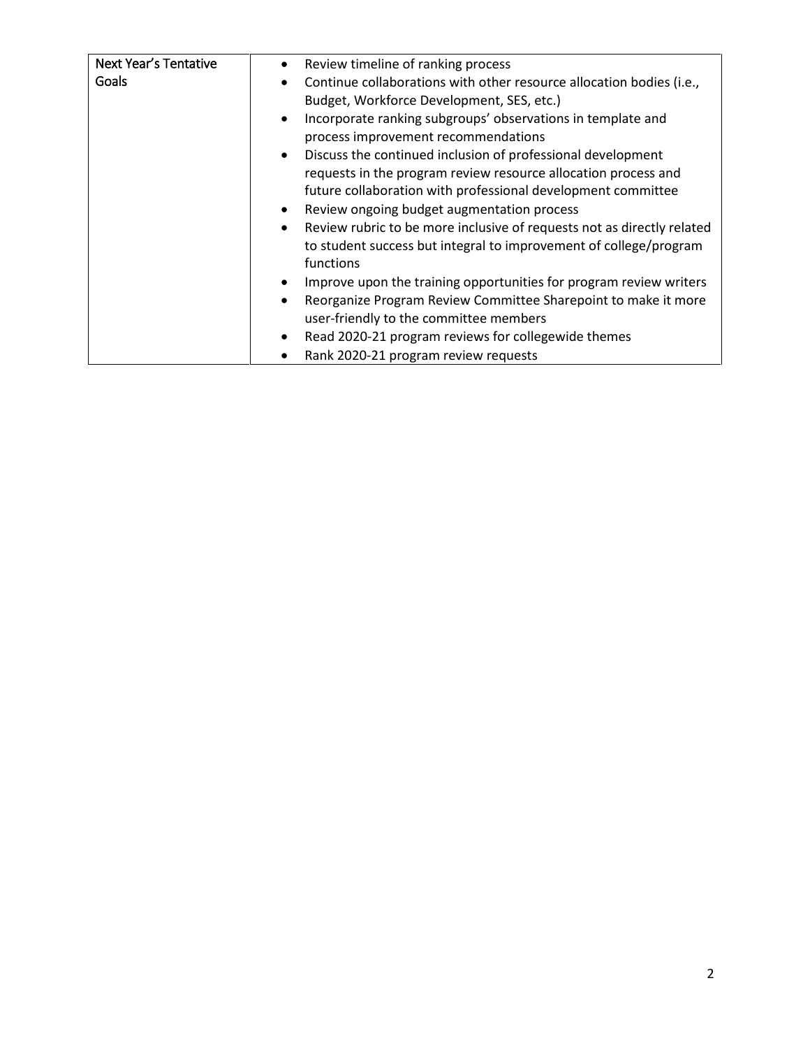| | |
|---|---|
| Next Year's Tentative Goals | • Review timeline of ranking process<br>• Continue collaborations with other resource allocation bodies (i.e., Budget, Workforce Development, SES, etc.)<br>• Incorporate ranking subgroups' observations in template and process improvement recommendations<br>• Discuss the continued inclusion of professional development requests in the program review resource allocation process and future collaboration with professional development committee<br>• Review ongoing budget augmentation process<br>• Review rubric to be more inclusive of requests not as directly related to student success but integral to improvement of college/program functions<br>• Improve upon the training opportunities for program review writers<br>• Reorganize Program Review Committee Sharepoint to make it more user-friendly to the committee members<br>• Read 2020-21 program reviews for collegewide themes<br>• Rank 2020-21 program review requests |